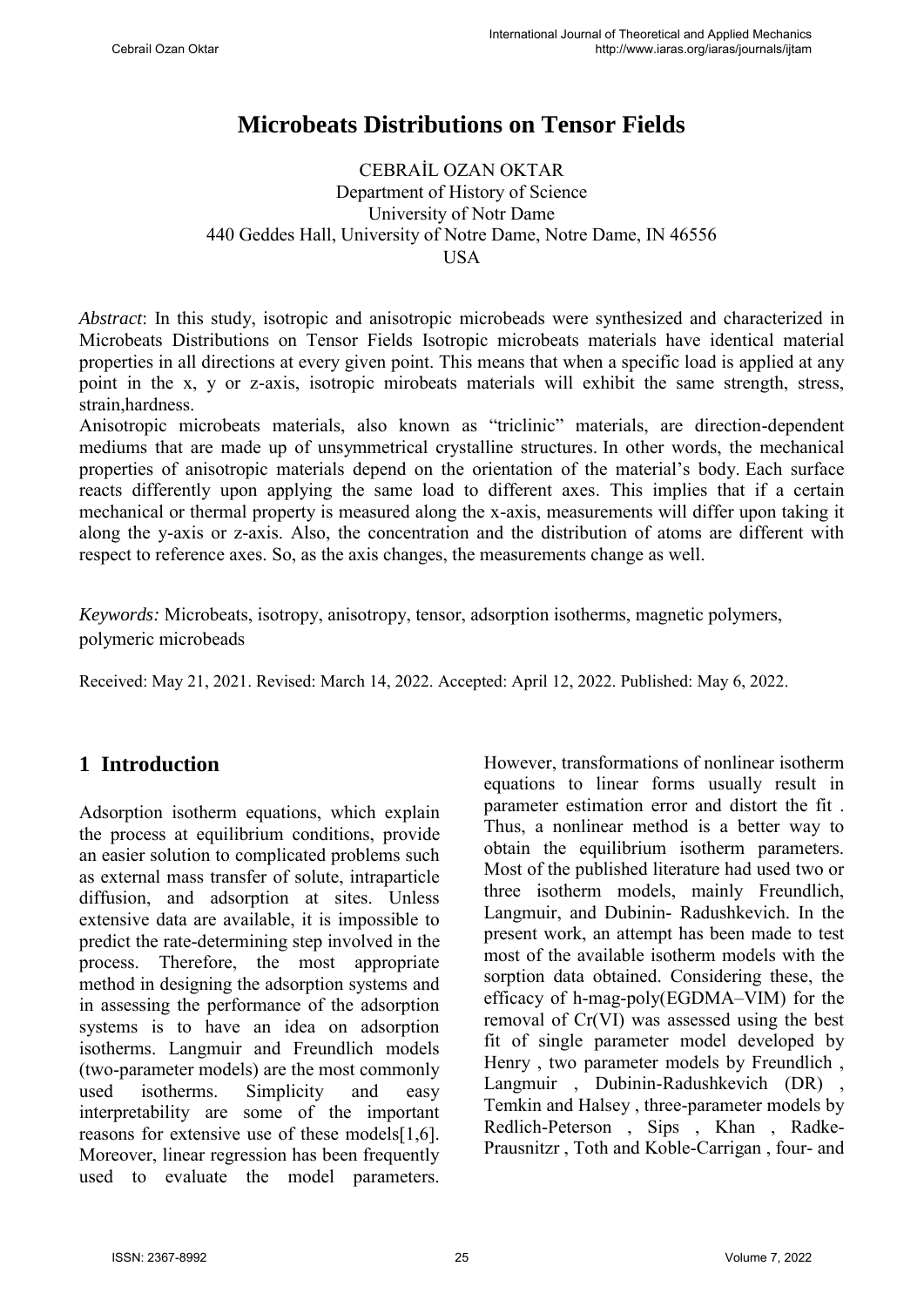# Microbeats Distributions on Tensor Fields

CEBRAİL OZAN OKTAR
Department of History of Science
University of Notr Dame
440 Geddes Hall, University of Notre Dame, Notre Dame, IN 46556
USA

*Abstract*: In this study, isotropic and anisotropic microbeads were synthesized and characterized in Microbeats Distributions on Tensor Fields Isotropic microbeats materials have identical material properties in all directions at every given point. This means that when a specific load is applied at any point in the x, y or z-axis, isotropic mirobeats materials will exhibit the same strength, stress, strain,hardness.

Anisotropic microbeats materials, also known as "triclinic" materials, are direction-dependent mediums that are made up of unsymmetrical crystalline structures. In other words, the mechanical properties of anisotropic materials depend on the orientation of the material's body. Each surface reacts differently upon applying the same load to different axes. This implies that if a certain mechanical or thermal property is measured along the x-axis, measurements will differ upon taking it along the y-axis or z-axis. Also, the concentration and the distribution of atoms are different with respect to reference axes. So, as the axis changes, the measurements change as well.

*Keywords:* Microbeats, isotropy, anisotropy, tensor, adsorption isotherms, magnetic polymers, polymeric microbeads

Received: May 21, 2021. Revised: March 14, 2022. Accepted: April 12, 2022. Published: May 6, 2022.

## 1 Introduction

Adsorption isotherm equations, which explain the process at equilibrium conditions, provide an easier solution to complicated problems such as external mass transfer of solute, intraparticle diffusion, and adsorption at sites. Unless extensive data are available, it is impossible to predict the rate-determining step involved in the process. Therefore, the most appropriate method in designing the adsorption systems and in assessing the performance of the adsorption systems is to have an idea on adsorption isotherms. Langmuir and Freundlich models (two-parameter models) are the most commonly used isotherms. Simplicity and easy interpretability are some of the important reasons for extensive use of these models[1,6]. Moreover, linear regression has been frequently used to evaluate the model parameters. However, transformations of nonlinear isotherm equations to linear forms usually result in parameter estimation error and distort the fit . Thus, a nonlinear method is a better way to obtain the equilibrium isotherm parameters. Most of the published literature had used two or three isotherm models, mainly Freundlich, Langmuir, and Dubinin- Radushkevich. In the present work, an attempt has been made to test most of the available isotherm models with the sorption data obtained. Considering these, the efficacy of h-mag-poly(EGDMA–VIM) for the removal of Cr(VI) was assessed using the best fit of single parameter model developed by Henry , two parameter models by Freundlich , Langmuir , Dubinin-Radushkevich (DR) , Temkin and Halsey , three-parameter models by Redlich-Peterson , Sips , Khan , Radke-Prausnitzr , Toth and Koble-Carrigan , four- and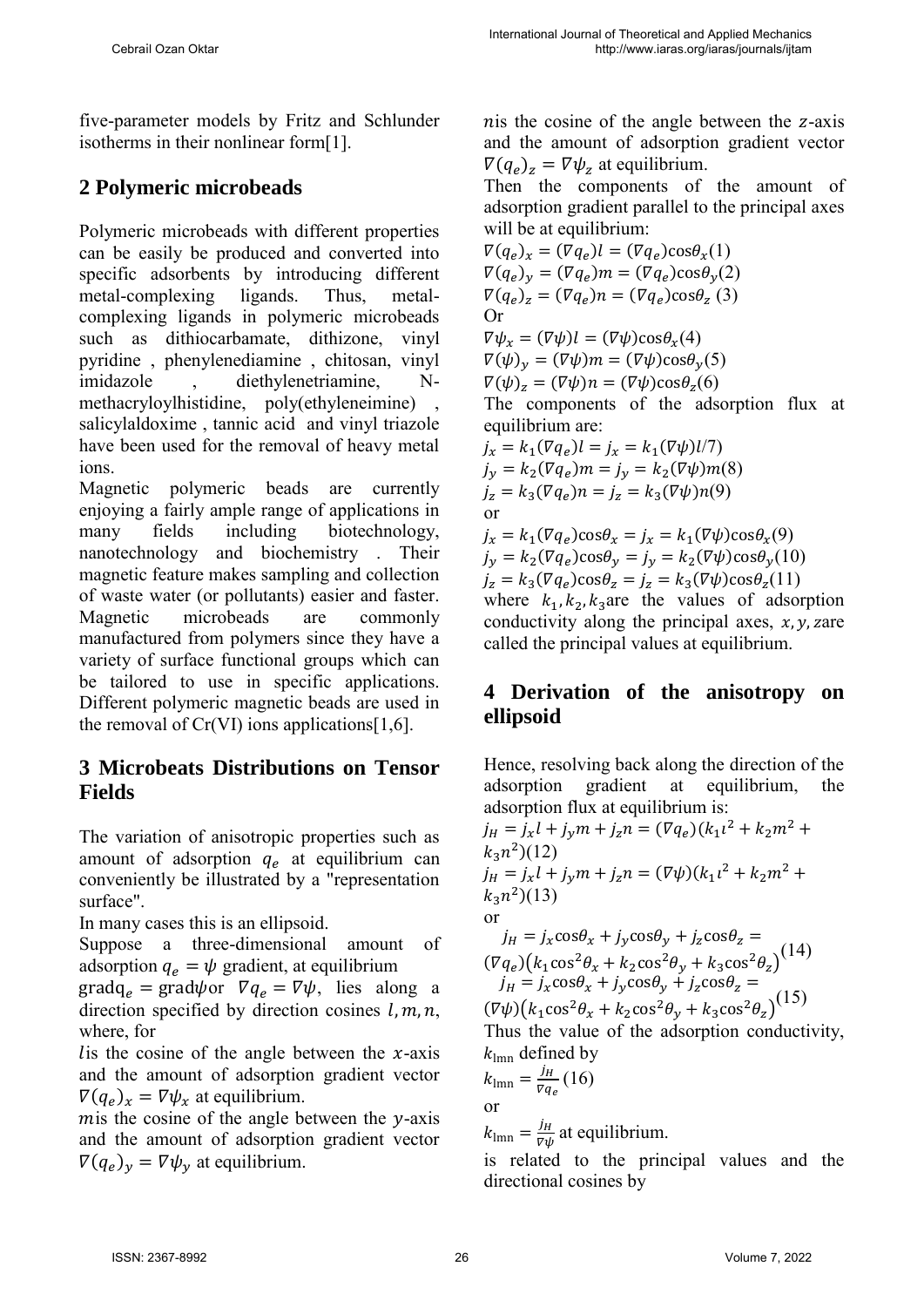five-parameter models by Fritz and Schlunder isotherms in their nonlinear form[1].

## 2 Polymeric microbeads

Polymeric microbeads with different properties can be easily be produced and converted into specific adsorbents by introducing different metal-complexing ligands. Thus, metal-complexing ligands in polymeric microbeads such as dithiocarbamate, dithizone, vinyl pyridine , phenylenediamine , chitosan, vinyl imidazole , diethylenetriamine, N-methacryloylhistidine, poly(ethyleneimine) , salicylaldoxime , tannic acid and vinyl triazole have been used for the removal of heavy metal ions.

Magnetic polymeric beads are currently enjoying a fairly ample range of applications in many fields including biotechnology, nanotechnology and biochemistry . Their magnetic feature makes sampling and collection of waste water (or pollutants) easier and faster. Magnetic microbeads are commonly manufactured from polymers since they have a variety of surface functional groups which can be tailored to use in specific applications. Different polymeric magnetic beads are used in the removal of Cr(VI) ions applications[1,6].

## 3 Microbeats Distributions on Tensor Fields

The variation of anisotropic properties such as amount of adsorption $q_e$ at equilibrium can conveniently be illustrated by a "representation surface".

In many cases this is an ellipsoid.

Suppose a three-dimensional amount of adsorption $q_e = \psi$ gradient, at equilibrium

$\mathrm{grad} q_e = \mathrm{grad}\psi$ or $\nabla q_e = \nabla \psi$, lies along a direction specified by direction cosines $l, m, n$, where, for

$l$ is the cosine of the angle between the $x$-axis and the amount of adsorption gradient vector $\nabla(q_e)_x = \nabla\psi_x$ at equilibrium.

$m$ is the cosine of the angle between the $y$-axis and the amount of adsorption gradient vector $\nabla(q_e)_y = \nabla\psi_y$ at equilibrium.

$n$ is the cosine of the angle between the $z$-axis and the amount of adsorption gradient vector $\nabla(q_e)_z = \nabla\psi_z$ at equilibrium.

Then the components of the amount of adsorption gradient parallel to the principal axes will be at equilibrium:

$$\nabla(q_e)_x = (\nabla q_e)l = (\nabla q_e)\cos\theta_x \quad (1)$$

$$\nabla(q_e)_y = (\nabla q_e)m = (\nabla q_e)\cos\theta_y \quad (2)$$

$$\nabla(q_e)_z = (\nabla q_e)n = (\nabla q_e)\cos\theta_z \quad (3)$$

Or

$$\nabla\psi_x = (\nabla\psi)l = (\nabla\psi)\cos\theta_x \quad (4)$$

$$\nabla(\psi)_y = (\nabla\psi)m = (\nabla\psi)\cos\theta_y \quad (5)$$

$$\nabla(\psi)_z = (\nabla\psi)n = (\nabla\psi)\cos\theta_z \quad (6)$$

The components of the adsorption flux at equilibrium are:

$$j_x = k_1(\nabla q_e)l = j_x = k_1(\nabla\psi)l/7)$$

$$j_y = k_2(\nabla q_e)m = j_y = k_2(\nabla\psi)m \quad (8)$$

$$j_z = k_3(\nabla q_e)n = j_z = k_3(\nabla\psi)n \quad (9)$$

or

$$j_x = k_1(\nabla q_e)\cos\theta_x = j_x = k_1(\nabla\psi)\cos\theta_x \quad (9)$$

$$j_y = k_2(\nabla q_e)\cos\theta_y = j_y = k_2(\nabla\psi)\cos\theta_y \quad (10)$$

$$j_z = k_3(\nabla q_e)\cos\theta_z = j_z = k_3(\nabla\psi)\cos\theta_z \quad (11)$$

where $k_1, k_2, k_3$ are the values of adsorption conductivity along the principal axes, $x, y, z$ are called the principal values at equilibrium.

## 4 Derivation of the anisotropy on ellipsoid

Hence, resolving back along the direction of the adsorption gradient at equilibrium, the adsorption flux at equilibrium is:

$$j_H = j_x l + j_y m + j_z n = (\nabla q_e)(k_1 l^2 + k_2 m^2 + k_3 n^2) \quad (12)$$

$$j_H = j_x l + j_y m + j_z n = (\nabla\psi)(k_1 l^2 + k_2 m^2 + k_3 n^2) \quad (13)$$

or

$$j_H = j_x\cos\theta_x + j_y\cos\theta_y + j_z\cos\theta_z = (\nabla q_e)\left(k_1\cos^2\theta_x + k_2\cos^2\theta_y + k_3\cos^2\theta_z\right) \quad (14)$$

$$j_H = j_x\cos\theta_x + j_y\cos\theta_y + j_z\cos\theta_z = (\nabla\psi)\left(k_1\cos^2\theta_x + k_2\cos^2\theta_y + k_3\cos^2\theta_z\right) \quad (15)$$

Thus the value of the adsorption conductivity, $k_{\mathrm{lmn}}$ defined by

$$k_{\mathrm{lmn}} = \frac{j_H}{\nabla q_e} \quad (16)$$

or

$k_{\mathrm{lmn}} = \frac{j_H}{\nabla\psi}$ at equilibrium.

is related to the principal values and the directional cosines by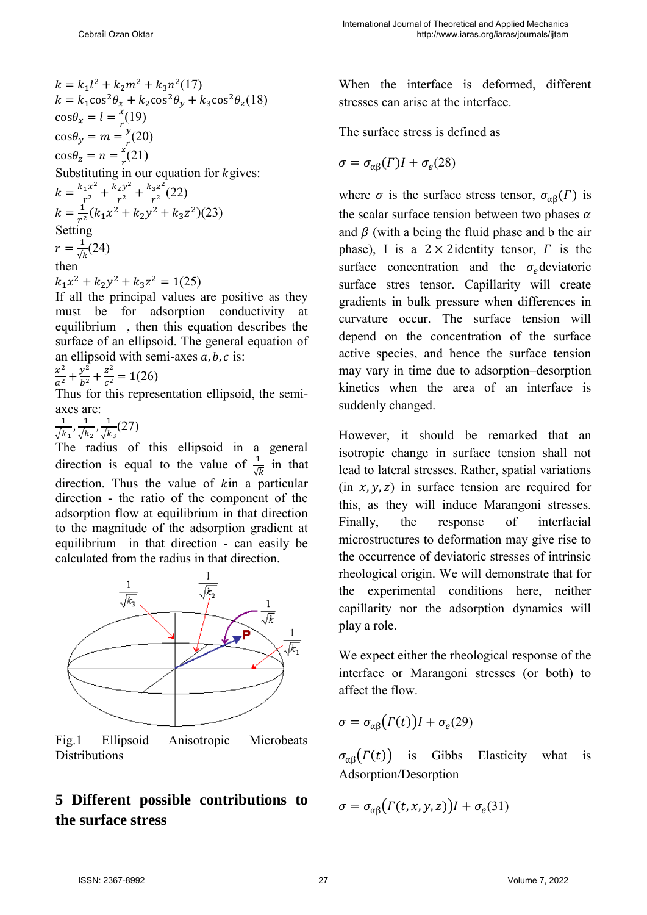$$k = k_1 l^2 + k_2 m^2 + k_3 n^2 \quad (17)$$

$$k = k_1 \cos^2\theta_x + k_2 \cos^2\theta_y + k_3 \cos^2\theta_z \quad (18)$$

$$\cos\theta_x = l = \frac{x}{r} \quad (19)$$

$$\cos\theta_y = m = \frac{y}{r} \quad (20)$$

$$\cos\theta_z = n = \frac{z}{r} \quad (21)$$

Substituting in our equation for $k$ gives:

$$k = \frac{k_1 x^2}{r^2} + \frac{k_2 y^2}{r^2} + \frac{k_3 z^2}{r^2} \quad (22)$$

$$k = \frac{1}{r^2}(k_1 x^2 + k_2 y^2 + k_3 z^2) \quad (23)$$

Setting

$$r = \frac{1}{\sqrt{k}} \quad (24)$$

then

$$k_1 x^2 + k_2 y^2 + k_3 z^2 = 1 \quad (25)$$

If all the principal values are positive as they must be for adsorption conductivity at equilibrium , then this equation describes the surface of an ellipsoid. The general equation of an ellipsoid with semi-axes $a, b, c$ is:

$$\frac{x^2}{a^2} + \frac{y^2}{b^2} + \frac{z^2}{c^2} = 1 \quad (26)$$

Thus for this representation ellipsoid, the semi-axes are:

$$\frac{1}{\sqrt{k_1}}, \frac{1}{\sqrt{k_2}}, \frac{1}{\sqrt{k_3}} \quad (27)$$

The radius of this ellipsoid in a general direction is equal to the value of $\frac{1}{\sqrt{k}}$ in that direction. Thus the value of $k$ in a particular direction - the ratio of the component of the adsorption flow at equilibrium in that direction to the magnitude of the adsorption gradient at equilibrium in that direction - can easily be calculated from the radius in that direction.

Fig.1 Ellipsoid Anisotropic Microbeats Distributions

## 5 Different possible contributions to the surface stress

When the interface is deformed, different stresses can arise at the interface.

The surface stress is defined as

$$\sigma = \sigma_{\alpha\beta}(\Gamma) I + \sigma_e \quad (28)$$

where $\sigma$ is the surface stress tensor, $\sigma_{\alpha\beta}(\Gamma)$ is the scalar surface tension between two phases $\alpha$ and $\beta$ (with a being the fluid phase and b the air phase), I is a $2 \times 2$ identity tensor, $\Gamma$ is the surface concentration and the $\sigma_e$ deviatoric surface stres tensor. Capillarity will create gradients in bulk pressure when differences in curvature occur. The surface tension will depend on the concentration of the surface active species, and hence the surface tension may vary in time due to adsorption–desorption kinetics when the area of an interface is suddenly changed.

However, it should be remarked that an isotropic change in surface tension shall not lead to lateral stresses. Rather, spatial variations (in $x, y, z$) in surface tension are required for this, as they will induce Marangoni stresses. Finally, the response of interfacial microstructures to deformation may give rise to the occurrence of deviatoric stresses of intrinsic rheological origin. We will demonstrate that for the experimental conditions here, neither capillarity nor the adsorption dynamics will play a role.

We expect either the rheological response of the interface or Marangoni stresses (or both) to affect the flow.

$$\sigma = \sigma_{\alpha\beta}(\Gamma(t)) I + \sigma_e \quad (29)$$

$\sigma_{\alpha\beta}(\Gamma(t))$ is Gibbs Elasticity what is Adsorption/Desorption

$$\sigma = \sigma_{\alpha\beta}(\Gamma(t, x, y, z)) I + \sigma_e \quad (31)$$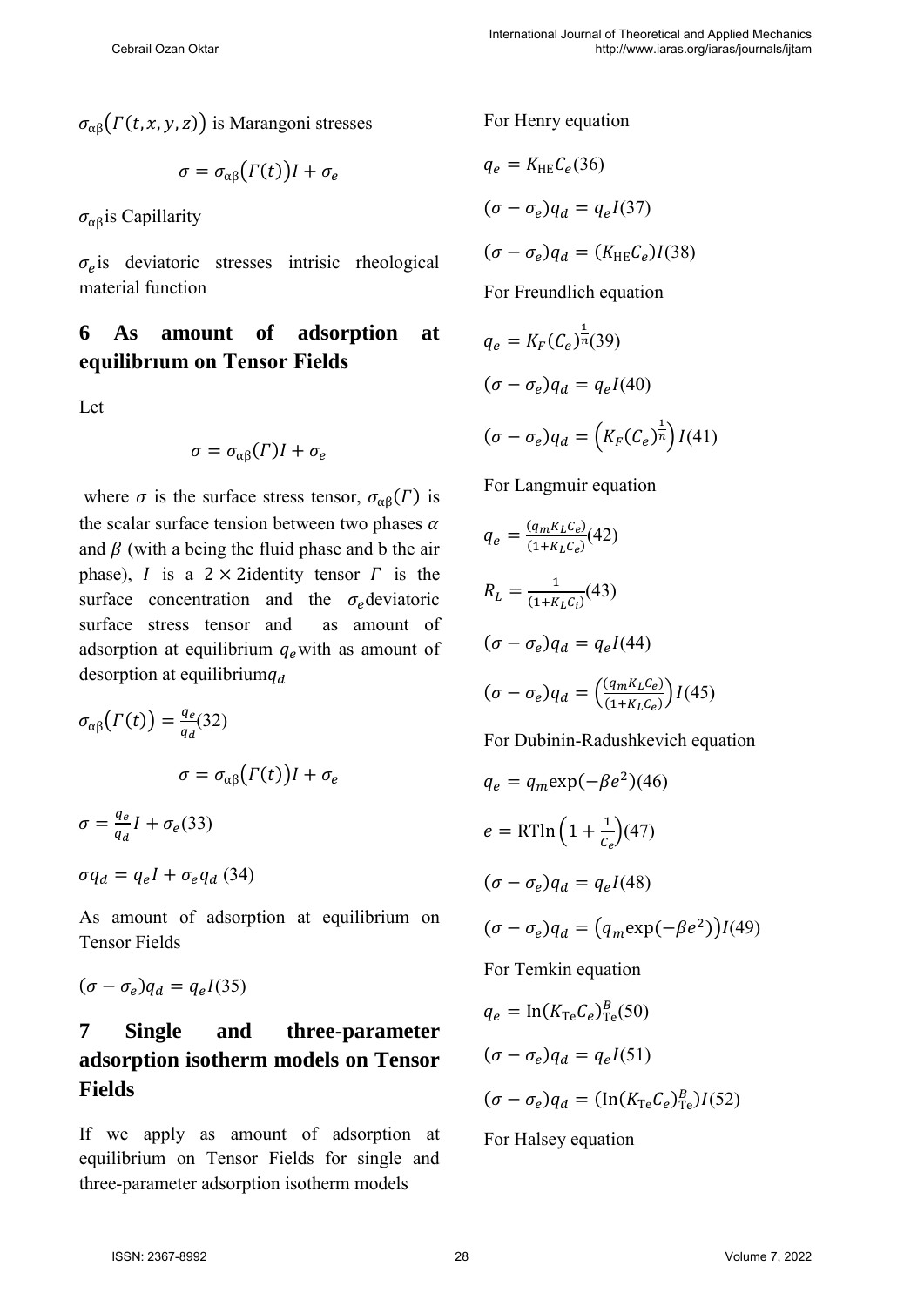$\sigma_{\alpha\beta}\big(\Gamma(t,x,y,z)\big)$ is Marangoni stresses

$$\sigma = \sigma_{\alpha\beta}\big(\Gamma(t)\big)I + \sigma_e$$

$\sigma_{\alpha\beta}$is Capillarity

$\sigma_e$is deviatoric stresses intrisic rheological material function

## 6 As amount of adsorption at equilibrıum on Tensor Fields

Let

$$\sigma = \sigma_{\alpha\beta}(\Gamma)I + \sigma_e$$

where $\sigma$ is the surface stress tensor, $\sigma_{\alpha\beta}(\Gamma)$ is the scalar surface tension between two phases $\alpha$ and $\beta$ (with a being the fluid phase and b the air phase), $I$ is a $2 \times 2$identity tensor $\Gamma$ is the surface concentration and the $\sigma_e$deviatoric surface stress tensor and as amount of adsorption at equilibrium $q_e$with as amount of desorption at equilibrium$q_d$

$$\sigma_{\alpha\beta}\big(\Gamma(t)\big) = \frac{q_e}{q_d}(32)$$

$$\sigma = \sigma_{\alpha\beta}\big(\Gamma(t)\big)I + \sigma_e$$

$$\sigma = \frac{q_e}{q_d}I + \sigma_e(33)$$

$$\sigma q_d = q_e I + \sigma_e q_d \ (34)$$

As amount of adsorption at equilibrium on Tensor Fields

$$(\sigma - \sigma_e)q_d = q_e I(35)$$

## 7 Single and three-parameter adsorption isotherm models on Tensor Fields

If we apply as amount of adsorption at equilibrium on Tensor Fields for single and three-parameter adsorption isotherm models

For Henry equation

$$q_e = K_{\mathrm{HE}}C_e(36)$$

$$(\sigma - \sigma_e)q_d = q_e I(37)$$

$$(\sigma - \sigma_e)q_d = (K_{\mathrm{HE}}C_e)I(38)$$

For Freundlich equation

$$q_e = K_F(C_e)^{\frac{1}{n}}(39)$$

$$(\sigma - \sigma_e)q_d = q_e I(40)$$

$$(\sigma - \sigma_e)q_d = \left(K_F(C_e)^{\frac{1}{n}}\right)I(41)$$

For Langmuir equation

$$q_e = \frac{(q_m K_L C_e)}{(1 + K_L C_e)}(42)$$

$$R_L = \frac{1}{(1 + K_L C_i)}(43)$$

$$(\sigma - \sigma_e)q_d = q_e I(44)$$

$$(\sigma - \sigma_e)q_d = \left(\frac{(q_m K_L C_e)}{(1 + K_L C_e)}\right)I(45)$$

For Dubinin-Radushkevich equation

$$q_e = q_m \exp(-\beta e^2)(46)$$

$$e = \mathrm{RTln}\left(1 + \frac{1}{C_e}\right)(47)$$

$$(\sigma - \sigma_e)q_d = q_e I(48)$$

$$(\sigma - \sigma_e)q_d = \big(q_m \exp(-\beta e^2)\big)I(49)$$

For Temkin equation

$$q_e = \mathrm{In}(K_{\mathrm{Te}}C_e)^{B}_{\mathrm{Te}}(50)$$

$$(\sigma - \sigma_e)q_d = q_e I(51)$$

$$(\sigma - \sigma_e)q_d = (\mathrm{In}(K_{\mathrm{Te}}C_e)^{B}_{\mathrm{Te}})I(52)$$

For Halsey equation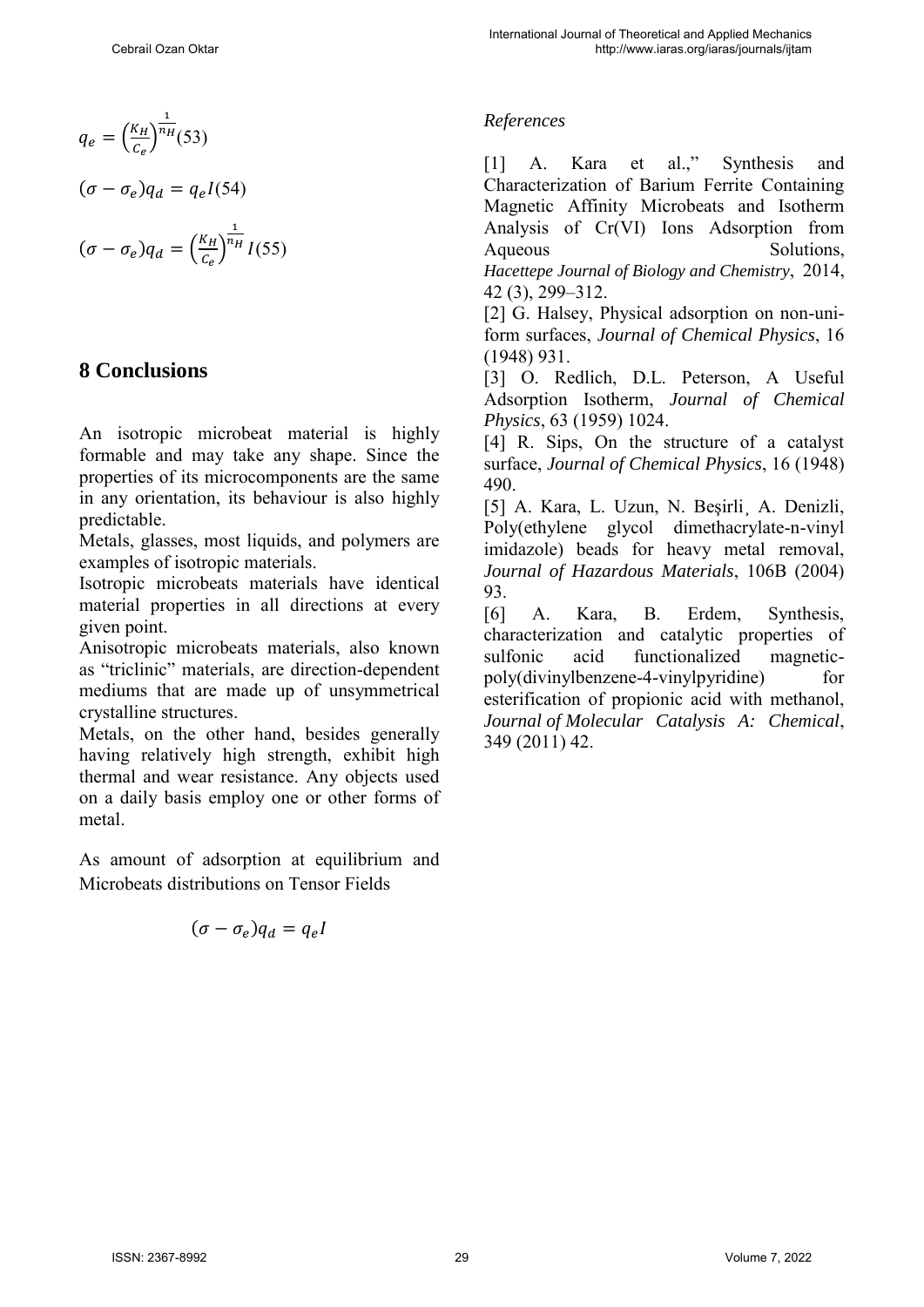$$q_e = \left(\frac{K_H}{C_e}\right)^{\frac{1}{n_H}} (53)$$

$$(\sigma - \sigma_e)q_d = q_e I (54)$$

$$(\sigma - \sigma_e)q_d = \left(\frac{K_H}{C_e}\right)^{\frac{1}{n_H}} I (55)$$

## 8 Conclusions

An isotropic microbeat material is highly formable and may take any shape. Since the properties of its microcomponents are the same in any orientation, its behaviour is also highly predictable.

Metals, glasses, most liquids, and polymers are examples of isotropic materials.

Isotropic microbeats materials have identical material properties in all directions at every given point.

Anisotropic microbeats materials, also known as "triclinic" materials, are direction-dependent mediums that are made up of unsymmetrical crystalline structures.

Metals, on the other hand, besides generally having relatively high strength, exhibit high thermal and wear resistance. Any objects used on a daily basis employ one or other forms of metal.

As amount of adsorption at equilibrium and Microbeats distributions on Tensor Fields

$$(\sigma - \sigma_e)q_d = q_e I$$

*References*

[1] A. Kara et al.," Synthesis and Characterization of Barium Ferrite Containing Magnetic Affinity Microbeats and Isotherm Analysis of Cr(VI) Ions Adsorption from Aqueous Solutions, *Hacettepe Journal of Biology and Chemistry*, 2014, 42 (3), 299–312.

[2] G. Halsey, Physical adsorption on non-uniform surfaces, *Journal of Chemical Physics*, 16 (1948) 931.

[3] O. Redlich, D.L. Peterson, A Useful Adsorption Isotherm, *Journal of Chemical Physics*, 63 (1959) 1024.

[4] R. Sips, On the structure of a catalyst surface, *Journal of Chemical Physics*, 16 (1948) 490.

[5] A. Kara, L. Uzun, N. Beşirli¸ A. Denizli, Poly(ethylene glycol dimethacrylate-n-vinyl imidazole) beads for heavy metal removal, *Journal of Hazardous Materials*, 106B (2004) 93.

[6] A. Kara, B. Erdem, Synthesis, characterization and catalytic properties of sulfonic acid functionalized magnetic-poly(divinylbenzene-4-vinylpyridine) for esterification of propionic acid with methanol, *Journal of Molecular Catalysis A: Chemical*, 349 (2011) 42.